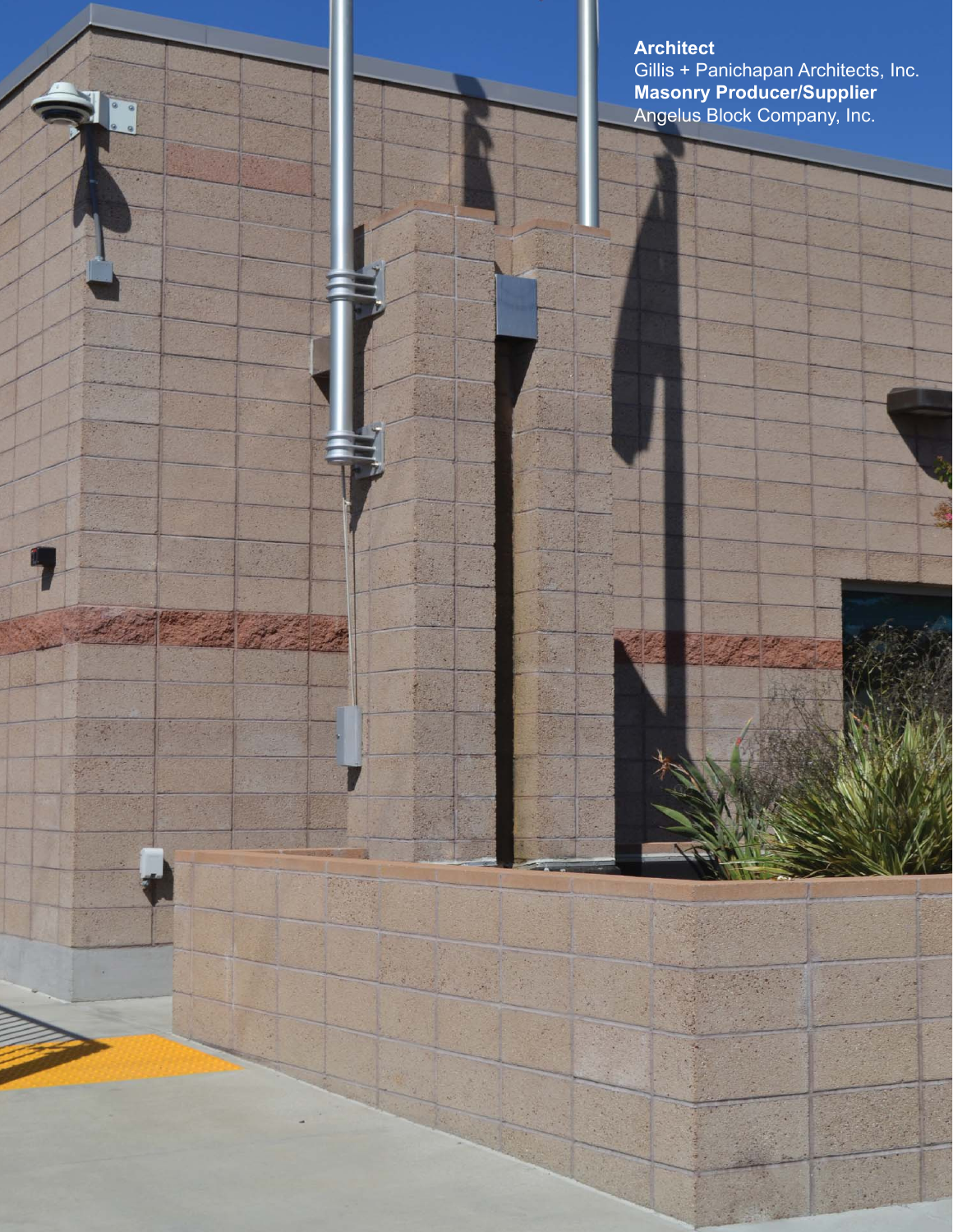**Architect**
Gillis + Panichapan Architects, Inc.
**Masonry Producer/Supplier**
Angelus Block Company, Inc.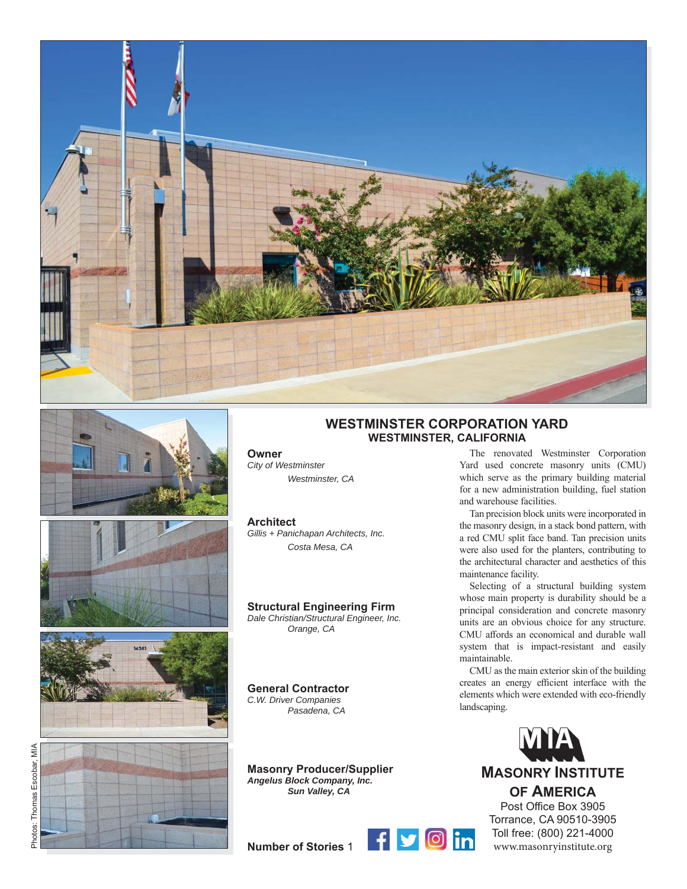# WESTMINSTER CORPORATION YARD
## WESTMINSTER, CALIFORNIA

**Owner**
*City of Westminster*
*Westminster, CA*

**Architect**
*Gillis + Panichapan Architects, Inc.*
*Costa Mesa, CA*

**Structural Engineering Firm**
*Dale Christian/Structural Engineer, Inc.*
*Orange, CA*

**General Contractor**
*C.W. Driver Companies*
*Pasadena, CA*

**Masonry Producer/Supplier**
***Angelus Block Company, Inc.***
***Sun Valley, CA***

**Number of Stories** 1

The renovated Westminster Corporation Yard used concrete masonry units (CMU) which serve as the primary building material for a new administration building, fuel station and warehouse facilities.

Tan precision block units were incorporated in the masonry design, in a stack bond pattern, with a red CMU split face band. Tan precision units were also used for the planters, contributing to the architectural character and aesthetics of this maintenance facility.

Selecting of a structural building system whose main property is durability should be a principal consideration and concrete masonry units are an obvious choice for any structure. CMU affords an economical and durable wall system that is impact-resistant and easily maintainable.

CMU as the main exterior skin of the building creates an energy efficient interface with the elements which were extended with eco-friendly landscaping.

MIA
**MASONRY INSTITUTE OF AMERICA**
Post Office Box 3905
Torrance, CA 90510-3905
Toll free: (800) 221-4000
www.masonryinstitute.org

Photos: Thomas Escobar, MIA